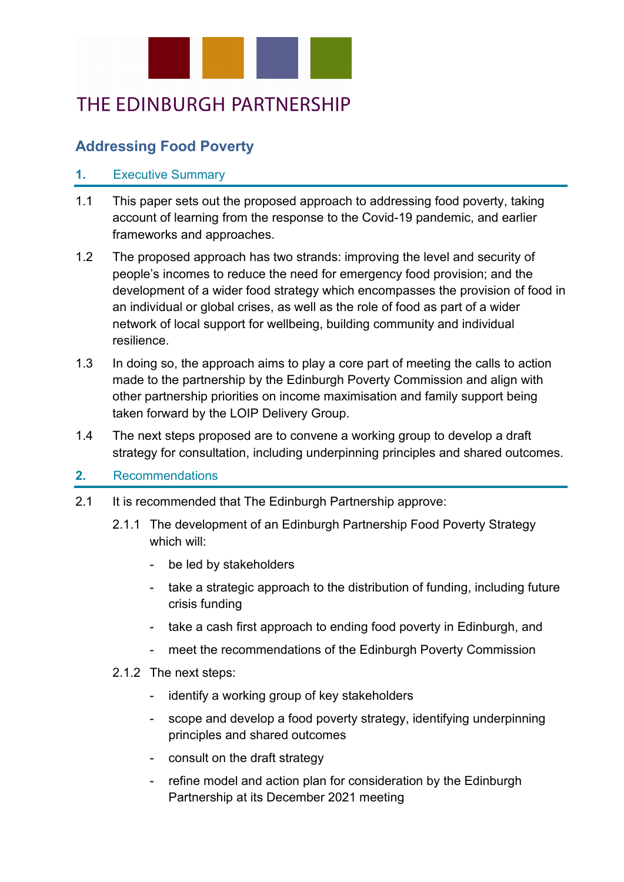THE EDINBURGH PARTNERSHIP

# Addressing Food Poverty

## 1. Executive Summary

1.1 This paper sets out the proposed approach to addressing food poverty, taking account of learning from the response to the Covid-19 pandemic, and earlier frameworks and approaches.

1.2 The proposed approach has two strands: improving the level and security of people's incomes to reduce the need for emergency food provision; and the development of a wider food strategy which encompasses the provision of food in an individual or global crises, as well as the role of food as part of a wider network of local support for wellbeing, building community and individual resilience.

1.3 In doing so, the approach aims to play a core part of meeting the calls to action made to the partnership by the Edinburgh Poverty Commission and align with other partnership priorities on income maximisation and family support being taken forward by the LOIP Delivery Group.

1.4 The next steps proposed are to convene a working group to develop a draft strategy for consultation, including underpinning principles and shared outcomes.

## 2. Recommendations

2.1 It is recommended that The Edinburgh Partnership approve:

2.1.1 The development of an Edinburgh Partnership Food Poverty Strategy which will:

- be led by stakeholders
- take a strategic approach to the distribution of funding, including future crisis funding
- take a cash first approach to ending food poverty in Edinburgh, and
- meet the recommendations of the Edinburgh Poverty Commission

2.1.2 The next steps:

- identify a working group of key stakeholders
- scope and develop a food poverty strategy, identifying underpinning principles and shared outcomes
- consult on the draft strategy
- refine model and action plan for consideration by the Edinburgh Partnership at its December 2021 meeting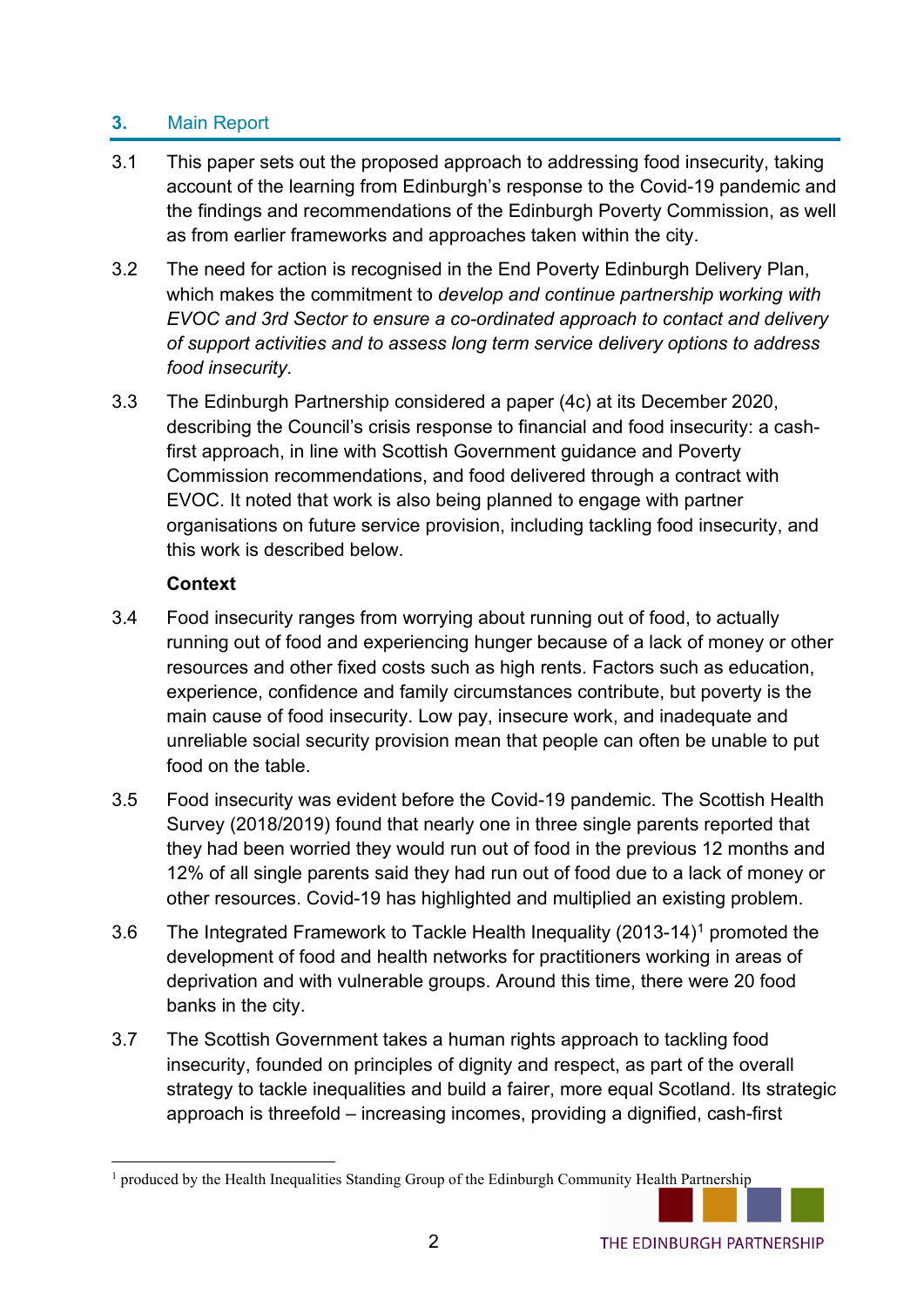## 3. Main Report

3.1 This paper sets out the proposed approach to addressing food insecurity, taking account of the learning from Edinburgh's response to the Covid-19 pandemic and the findings and recommendations of the Edinburgh Poverty Commission, as well as from earlier frameworks and approaches taken within the city.

3.2 The need for action is recognised in the End Poverty Edinburgh Delivery Plan, which makes the commitment to *develop and continue partnership working with EVOC and 3rd Sector to ensure a co-ordinated approach to contact and delivery of support activities and to assess long term service delivery options to address food insecurity*.

3.3 The Edinburgh Partnership considered a paper (4c) at its December 2020, describing the Council's crisis response to financial and food insecurity: a cash-first approach, in line with Scottish Government guidance and Poverty Commission recommendations, and food delivered through a contract with EVOC. It noted that work is also being planned to engage with partner organisations on future service provision, including tackling food insecurity, and this work is described below.

**Context**

3.4 Food insecurity ranges from worrying about running out of food, to actually running out of food and experiencing hunger because of a lack of money or other resources and other fixed costs such as high rents. Factors such as education, experience, confidence and family circumstances contribute, but poverty is the main cause of food insecurity. Low pay, insecure work, and inadequate and unreliable social security provision mean that people can often be unable to put food on the table.

3.5 Food insecurity was evident before the Covid-19 pandemic. The Scottish Health Survey (2018/2019) found that nearly one in three single parents reported that they had been worried they would run out of food in the previous 12 months and 12% of all single parents said they had run out of food due to a lack of money or other resources. Covid-19 has highlighted and multiplied an existing problem.

3.6 The Integrated Framework to Tackle Health Inequality (2013-14)[1] promoted the development of food and health networks for practitioners working in areas of deprivation and with vulnerable groups. Around this time, there were 20 food banks in the city.

3.7 The Scottish Government takes a human rights approach to tackling food insecurity, founded on principles of dignity and respect, as part of the overall strategy to tackle inequalities and build a fairer, more equal Scotland. Its strategic approach is threefold – increasing incomes, providing a dignified, cash-first

[1] produced by the Health Inequalities Standing Group of the Edinburgh Community Health Partnership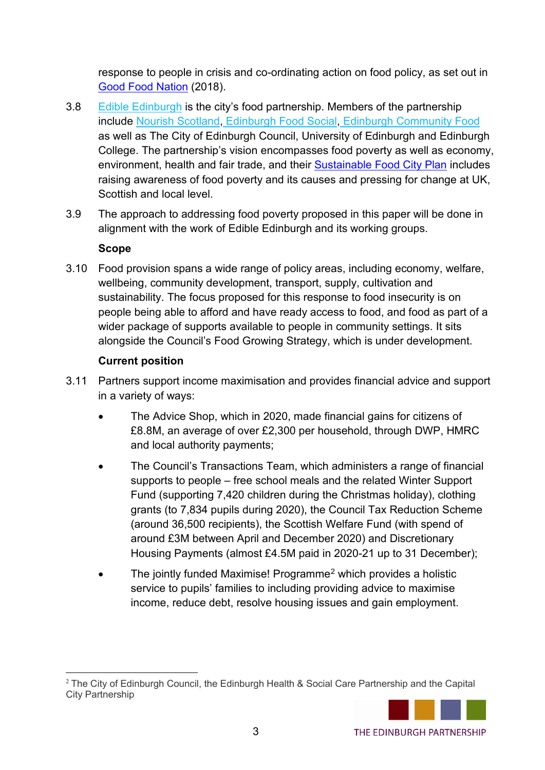response to people in crisis and co-ordinating action on food policy, as set out in Good Food Nation (2018).

3.8 Edible Edinburgh is the city's food partnership. Members of the partnership include Nourish Scotland, Edinburgh Food Social, Edinburgh Community Food as well as The City of Edinburgh Council, University of Edinburgh and Edinburgh College. The partnership's vision encompasses food poverty as well as economy, environment, health and fair trade, and their Sustainable Food City Plan includes raising awareness of food poverty and its causes and pressing for change at UK, Scottish and local level.

3.9 The approach to addressing food poverty proposed in this paper will be done in alignment with the work of Edible Edinburgh and its working groups.

**Scope**

3.10 Food provision spans a wide range of policy areas, including economy, welfare, wellbeing, community development, transport, supply, cultivation and sustainability. The focus proposed for this response to food insecurity is on people being able to afford and have ready access to food, and food as part of a wider package of supports available to people in community settings. It sits alongside the Council's Food Growing Strategy, which is under development.

**Current position**

3.11 Partners support income maximisation and provides financial advice and support in a variety of ways:

- The Advice Shop, which in 2020, made financial gains for citizens of £8.8M, an average of over £2,300 per household, through DWP, HMRC and local authority payments;
- The Council's Transactions Team, which administers a range of financial supports to people – free school meals and the related Winter Support Fund (supporting 7,420 children during the Christmas holiday), clothing grants (to 7,834 pupils during 2020), the Council Tax Reduction Scheme (around 36,500 recipients), the Scottish Welfare Fund (with spend of around £3M between April and December 2020) and Discretionary Housing Payments (almost £4.5M paid in 2020-21 up to 31 December);
- The jointly funded Maximise! Programme[2] which provides a holistic service to pupils' families to including providing advice to maximise income, reduce debt, resolve housing issues and gain employment.

---

[2] The City of Edinburgh Council, the Edinburgh Health & Social Care Partnership and the Capital City Partnership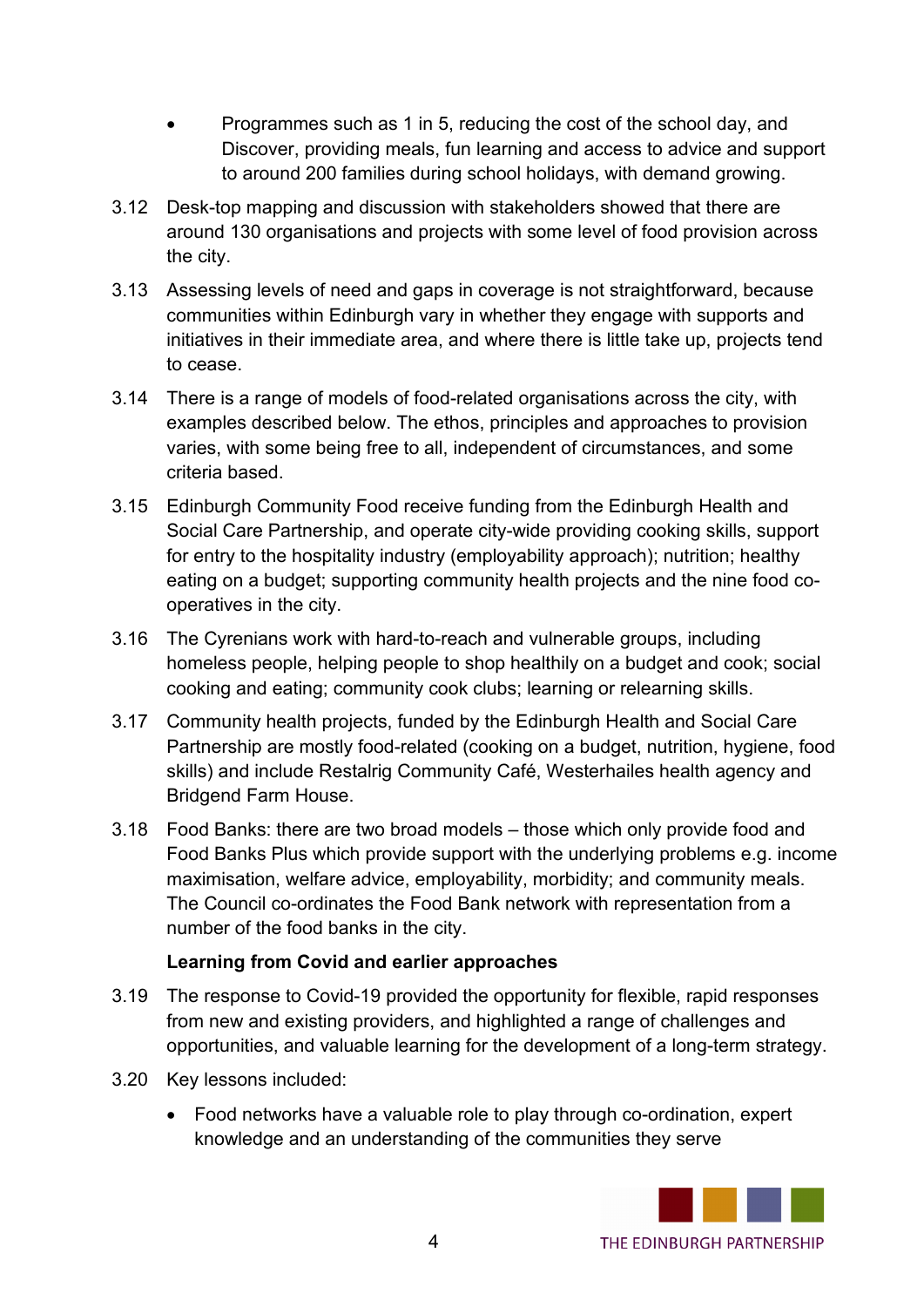- Programmes such as 1 in 5, reducing the cost of the school day, and Discover, providing meals, fun learning and access to advice and support to around 200 families during school holidays, with demand growing.

3.12 Desk-top mapping and discussion with stakeholders showed that there are around 130 organisations and projects with some level of food provision across the city.

3.13 Assessing levels of need and gaps in coverage is not straightforward, because communities within Edinburgh vary in whether they engage with supports and initiatives in their immediate area, and where there is little take up, projects tend to cease.

3.14 There is a range of models of food-related organisations across the city, with examples described below. The ethos, principles and approaches to provision varies, with some being free to all, independent of circumstances, and some criteria based.

3.15 Edinburgh Community Food receive funding from the Edinburgh Health and Social Care Partnership, and operate city-wide providing cooking skills, support for entry to the hospitality industry (employability approach); nutrition; healthy eating on a budget; supporting community health projects and the nine food co-operatives in the city.

3.16 The Cyrenians work with hard-to-reach and vulnerable groups, including homeless people, helping people to shop healthily on a budget and cook; social cooking and eating; community cook clubs; learning or relearning skills.

3.17 Community health projects, funded by the Edinburgh Health and Social Care Partnership are mostly food-related (cooking on a budget, nutrition, hygiene, food skills) and include Restalrig Community Café, Westerhailes health agency and Bridgend Farm House.

3.18 Food Banks: there are two broad models – those which only provide food and Food Banks Plus which provide support with the underlying problems e.g. income maximisation, welfare advice, employability, morbidity; and community meals. The Council co-ordinates the Food Bank network with representation from a number of the food banks in the city.

**Learning from Covid and earlier approaches**

3.19 The response to Covid-19 provided the opportunity for flexible, rapid responses from new and existing providers, and highlighted a range of challenges and opportunities, and valuable learning for the development of a long-term strategy.

3.20 Key lessons included:

- Food networks have a valuable role to play through co-ordination, expert knowledge and an understanding of the communities they serve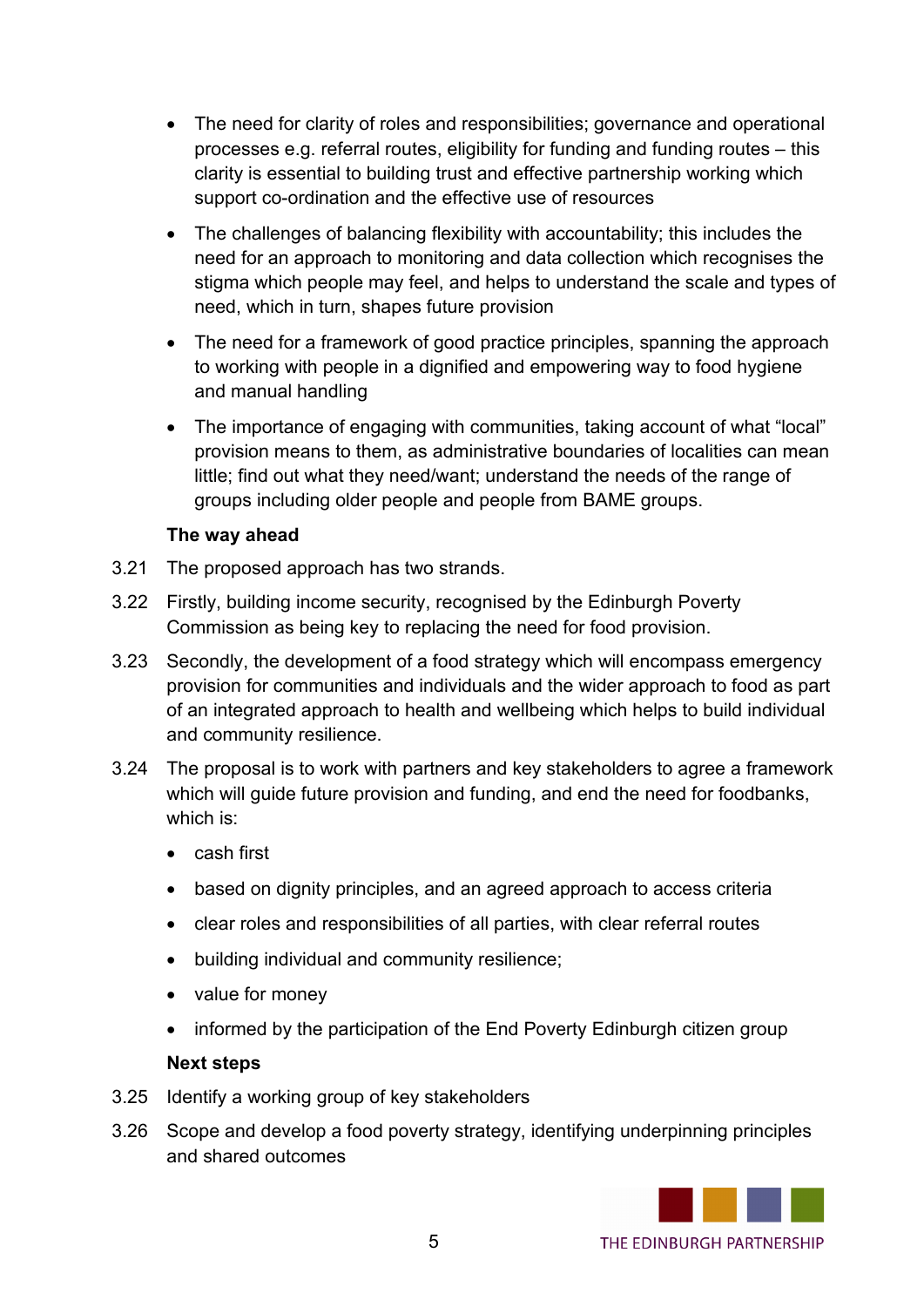- The need for clarity of roles and responsibilities; governance and operational processes e.g. referral routes, eligibility for funding and funding routes – this clarity is essential to building trust and effective partnership working which support co-ordination and the effective use of resources

- The challenges of balancing flexibility with accountability; this includes the need for an approach to monitoring and data collection which recognises the stigma which people may feel, and helps to understand the scale and types of need, which in turn, shapes future provision

- The need for a framework of good practice principles, spanning the approach to working with people in a dignified and empowering way to food hygiene and manual handling

- The importance of engaging with communities, taking account of what "local" provision means to them, as administrative boundaries of localities can mean little; find out what they need/want; understand the needs of the range of groups including older people and people from BAME groups.

**The way ahead**

3.21 The proposed approach has two strands.

3.22 Firstly, building income security, recognised by the Edinburgh Poverty Commission as being key to replacing the need for food provision.

3.23 Secondly, the development of a food strategy which will encompass emergency provision for communities and individuals and the wider approach to food as part of an integrated approach to health and wellbeing which helps to build individual and community resilience.

3.24 The proposal is to work with partners and key stakeholders to agree a framework which will guide future provision and funding, and end the need for foodbanks, which is:

- cash first
- based on dignity principles, and an agreed approach to access criteria
- clear roles and responsibilities of all parties, with clear referral routes
- building individual and community resilience;
- value for money
- informed by the participation of the End Poverty Edinburgh citizen group

**Next steps**

3.25 Identify a working group of key stakeholders

3.26 Scope and develop a food poverty strategy, identifying underpinning principles and shared outcomes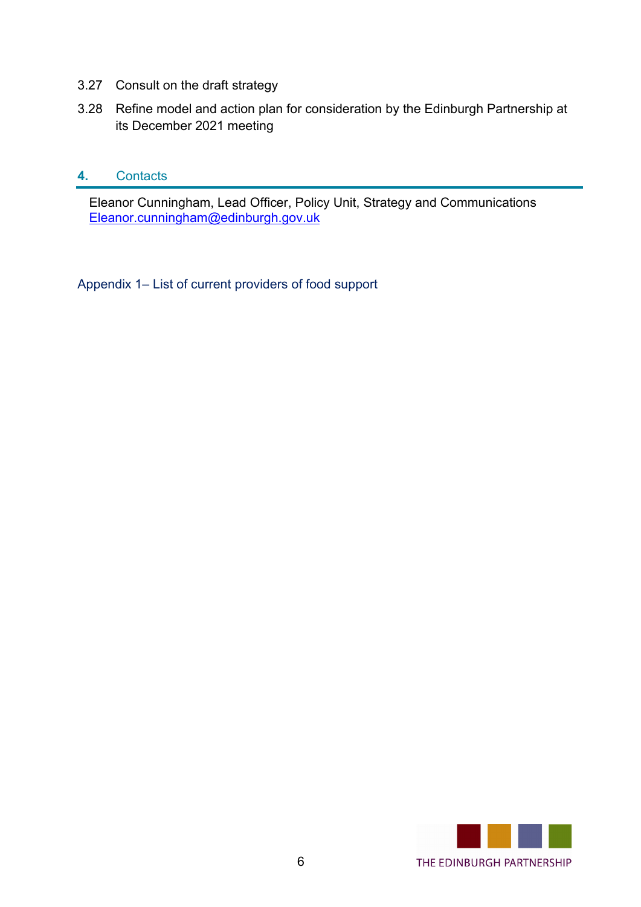3.27 Consult on the draft strategy

3.28 Refine model and action plan for consideration by the Edinburgh Partnership at its December 2021 meeting

## 4. Contacts

Eleanor Cunningham, Lead Officer, Policy Unit, Strategy and Communications
Eleanor.cunningham@edinburgh.gov.uk

Appendix 1– List of current providers of food support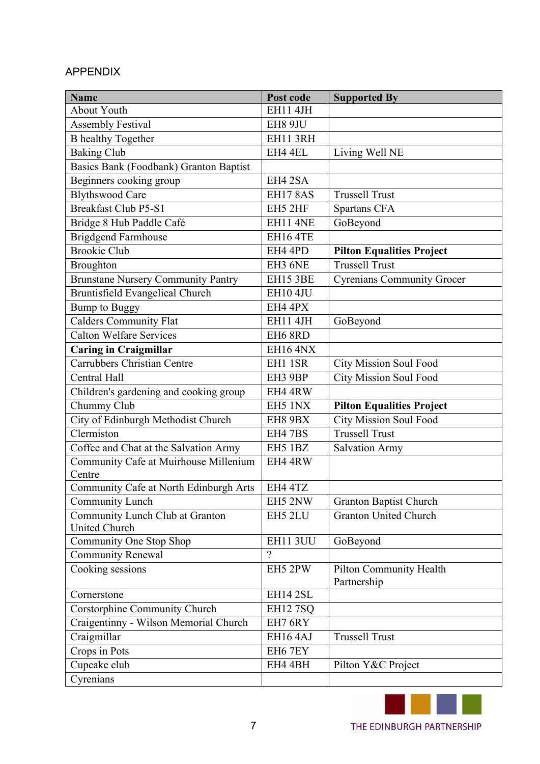APPENDIX

| Name | Post code | Supported By |
|---|---|---|
| About Youth | EH11 4JH | |
| Assembly Festival | EH8 9JU | |
| B healthy Together | EH11 3RH | |
| Baking Club | EH4 4EL | Living Well NE |
| Basics Bank (Foodbank) Granton Baptist | | |
| Beginners cooking group | EH4 2SA | |
| Blythswood Care | EH17 8AS | Trussell Trust |
| Breakfast Club P5-S1 | EH5 2HF | Spartans CFA |
| Bridge 8 Hub Paddle Café | EH11 4NE | GoBeyond |
| Brigdgend Farmhouse | EH16 4TE | |
| Brookie Club | EH4 4PD | **Pilton Equalities Project** |
| Broughton | EH3 6NE | Trussell Trust |
| Brunstane Nursery Community Pantry | EH15 3BE | Cyrenians Community Grocer |
| Bruntisfield Evangelical Church | EH10 4JU | |
| Bump to Buggy | EH4 4PX | |
| Calders Community Flat | EH11 4JH | GoBeyond |
| Calton Welfare Services | EH6 8RD | |
| **Caring in Craigmillar** | EH16 4NX | |
| Carrubbers Christian Centre | EH1 1SR | City Mission Soul Food |
| Central Hall | EH3 9BP | City Mission Soul Food |
| Children's gardening and cooking group | EH4 4RW | |
| Chummy Club | EH5 1NX | **Pilton Equalities Project** |
| City of Edinburgh Methodist Church | EH8 9BX | City Mission Soul Food |
| Clermiston | EH4 7BS | Trussell Trust |
| Coffee and Chat at the Salvation Army | EH5 1BZ | Salvation Army |
| Community Cafe at Muirhouse Millenium Centre | EH4 4RW | |
| Community Cafe at North Edinburgh Arts | EH4 4TZ | |
| Community Lunch | EH5 2NW | Granton Baptist Church |
| Community Lunch Club at Granton United Church | EH5 2LU | Granton United Church |
| Community One Stop Shop | EH11 3UU | GoBeyond |
| Community Renewal | ? | |
| Cooking sessions | EH5 2PW | Pilton Community Health Partnership |
| Cornerstone | EH14 2SL | |
| Corstorphine Community Church | EH12 7SQ | |
| Craigentinny - Wilson Memorial Church | EH7 6RY | |
| Craigmillar | EH16 4AJ | Trussell Trust |
| Crops in Pots | EH6 7EY | |
| Cupcake club | EH4 4BH | Pilton Y&C Project |
| Cyrenians | | |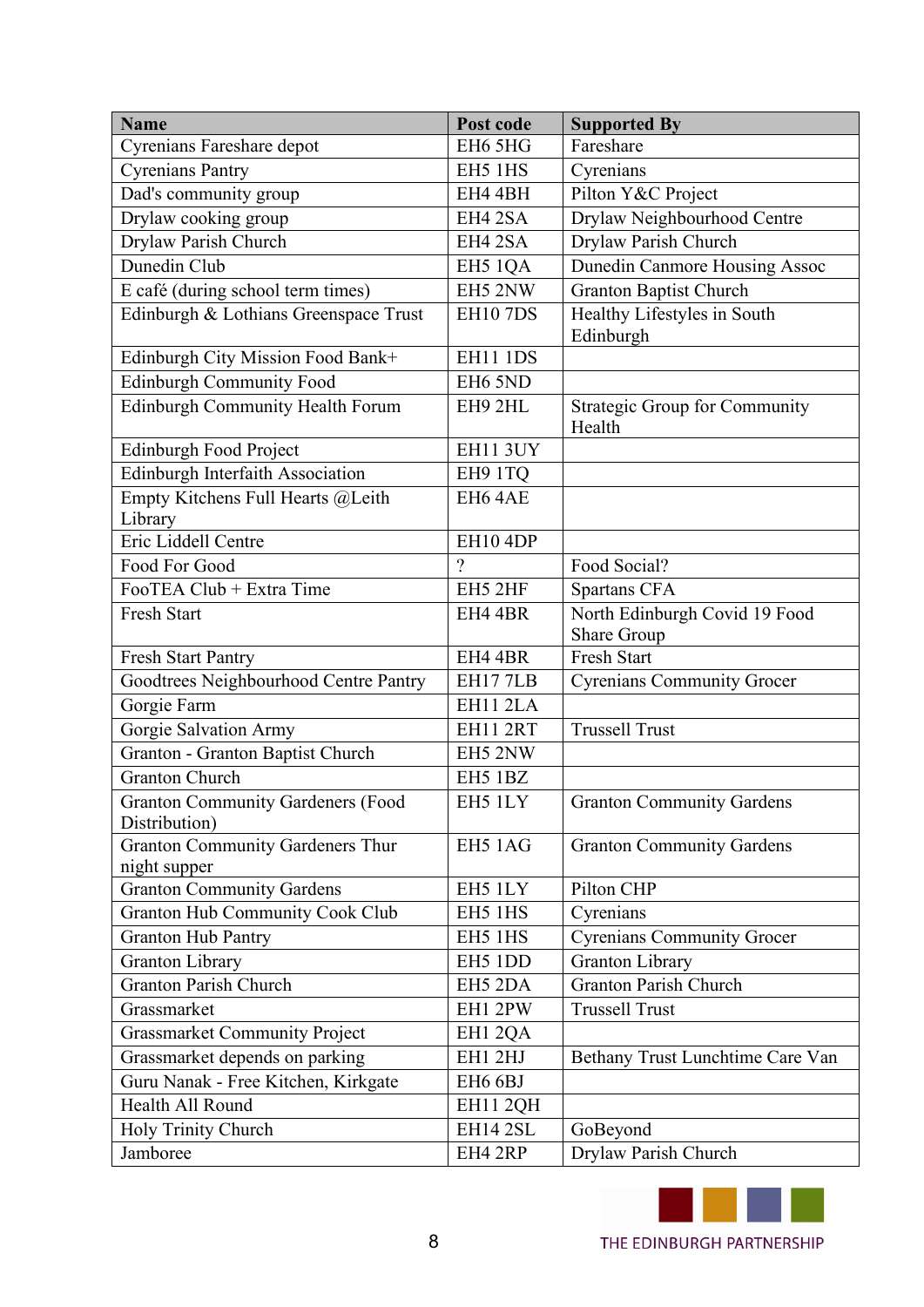| Name | Post code | Supported By |
|---|---|---|
| Cyrenians Fareshare depot | EH6 5HG | Fareshare |
| Cyrenians Pantry | EH5 1HS | Cyrenians |
| Dad's community group | EH4 4BH | Pilton Y&C Project |
| Drylaw cooking group | EH4 2SA | Drylaw Neighbourhood Centre |
| Drylaw Parish Church | EH4 2SA | Drylaw Parish Church |
| Dunedin Club | EH5 1QA | Dunedin Canmore Housing Assoc |
| E café (during school term times) | EH5 2NW | Granton Baptist Church |
| Edinburgh & Lothians Greenspace Trust | EH10 7DS | Healthy Lifestyles in South Edinburgh |
| Edinburgh City Mission Food Bank+ | EH11 1DS | |
| Edinburgh Community Food | EH6 5ND | |
| Edinburgh Community Health Forum | EH9 2HL | Strategic Group for Community Health |
| Edinburgh Food Project | EH11 3UY | |
| Edinburgh Interfaith Association | EH9 1TQ | |
| Empty Kitchens Full Hearts @Leith Library | EH6 4AE | |
| Eric Liddell Centre | EH10 4DP | |
| Food For Good | ? | Food Social? |
| FooTEA Club + Extra Time | EH5 2HF | Spartans CFA |
| Fresh Start | EH4 4BR | North Edinburgh Covid 19 Food Share Group |
| Fresh Start Pantry | EH4 4BR | Fresh Start |
| Goodtrees Neighbourhood Centre Pantry | EH17 7LB | Cyrenians Community Grocer |
| Gorgie Farm | EH11 2LA | |
| Gorgie Salvation Army | EH11 2RT | Trussell Trust |
| Granton - Granton Baptist Church | EH5 2NW | |
| Granton Church | EH5 1BZ | |
| Granton Community Gardeners (Food Distribution) | EH5 1LY | Granton Community Gardens |
| Granton Community Gardeners Thur night supper | EH5 1AG | Granton Community Gardens |
| Granton Community Gardens | EH5 1LY | Pilton CHP |
| Granton Hub Community Cook Club | EH5 1HS | Cyrenians |
| Granton Hub Pantry | EH5 1HS | Cyrenians Community Grocer |
| Granton Library | EH5 1DD | Granton Library |
| Granton Parish Church | EH5 2DA | Granton Parish Church |
| Grassmarket | EH1 2PW | Trussell Trust |
| Grassmarket Community Project | EH1 2QA | |
| Grassmarket depends on parking | EH1 2HJ | Bethany Trust Lunchtime Care Van |
| Guru Nanak - Free Kitchen, Kirkgate | EH6 6BJ | |
| Health All Round | EH11 2QH | |
| Holy Trinity Church | EH14 2SL | GoBeyond |
| Jamboree | EH4 2RP | Drylaw Parish Church |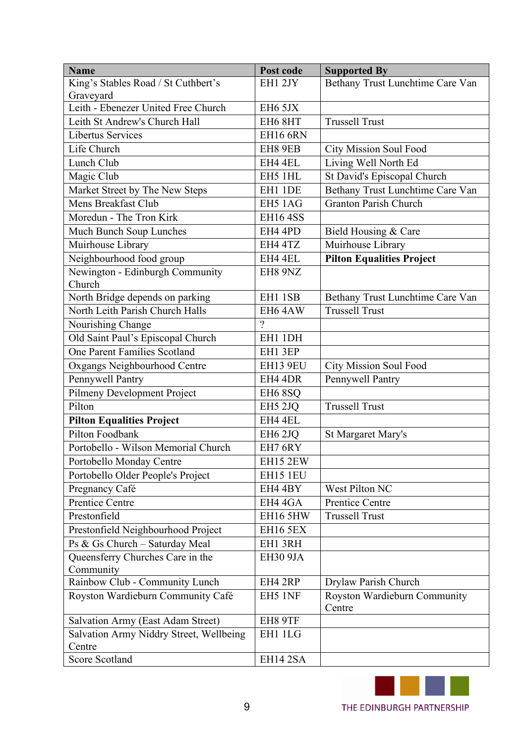| Name | Post code | Supported By |
|---|---|---|
| King's Stables Road / St Cuthbert's Graveyard | EH1 2JY | Bethany Trust Lunchtime Care Van |
| Leith - Ebenezer United Free Church | EH6 5JX | |
| Leith St Andrew's Church Hall | EH6 8HT | Trussell Trust |
| Libertus Services | EH16 6RN | |
| Life Church | EH8 9EB | City Mission Soul Food |
| Lunch Club | EH4 4EL | Living Well North Ed |
| Magic Club | EH5 1HL | St David's Episcopal Church |
| Market Street by The New Steps | EH1 1DE | Bethany Trust Lunchtime Care Van |
| Mens Breakfast Club | EH5 1AG | Granton Parish Church |
| Moredun - The Tron Kirk | EH16 4SS | |
| Much Bunch Soup Lunches | EH4 4PD | Bield Housing & Care |
| Muirhouse Library | EH4 4TZ | Muirhouse Library |
| Neighbourhood food group | EH4 4EL | **Pilton Equalities Project** |
| Newington - Edinburgh Community Church | EH8 9NZ | |
| North Bridge depends on parking | EH1 1SB | Bethany Trust Lunchtime Care Van |
| North Leith Parish Church Halls | EH6 4AW | Trussell Trust |
| Nourishing Change | ? | |
| Old Saint Paul's Episcopal Church | EH1 1DH | |
| One Parent Families Scotland | EH1 3EP | |
| Oxgangs Neighbourhood Centre | EH13 9EU | City Mission Soul Food |
| Pennywell Pantry | EH4 4DR | Pennywell Pantry |
| Pilmeny Development Project | EH6 8SQ | |
| Pilton | EH5 2JQ | Trussell Trust |
| **Pilton Equalities Project** | EH4 4EL | |
| Pilton Foodbank | EH6 2JQ | St Margaret Mary's |
| Portobello - Wilson Memorial Church | EH7 6RY | |
| Portobello Monday Centre | EH15 2EW | |
| Portobello Older People's Project | EH15 1EU | |
| Pregnancy Café | EH4 4BY | West Pilton NC |
| Prentice Centre | EH4 4GA | Prentice Centre |
| Prestonfield | EH16 5HW | Trussell Trust |
| Prestonfield Neighbourhood Project | EH16 5EX | |
| Ps & Gs Church – Saturday Meal | EH1 3RH | |
| Queensferry Churches Care in the Community | EH30 9JA | |
| Rainbow Club - Community Lunch | EH4 2RP | Drylaw Parish Church |
| Royston Wardieburn Community Café | EH5 1NF | Royston Wardieburn Community Centre |
| Salvation Army (East Adam Street) | EH8 9TF | |
| Salvation Army Niddry Street, Wellbeing Centre | EH1 1LG | |
| Score Scotland | EH14 2SA | |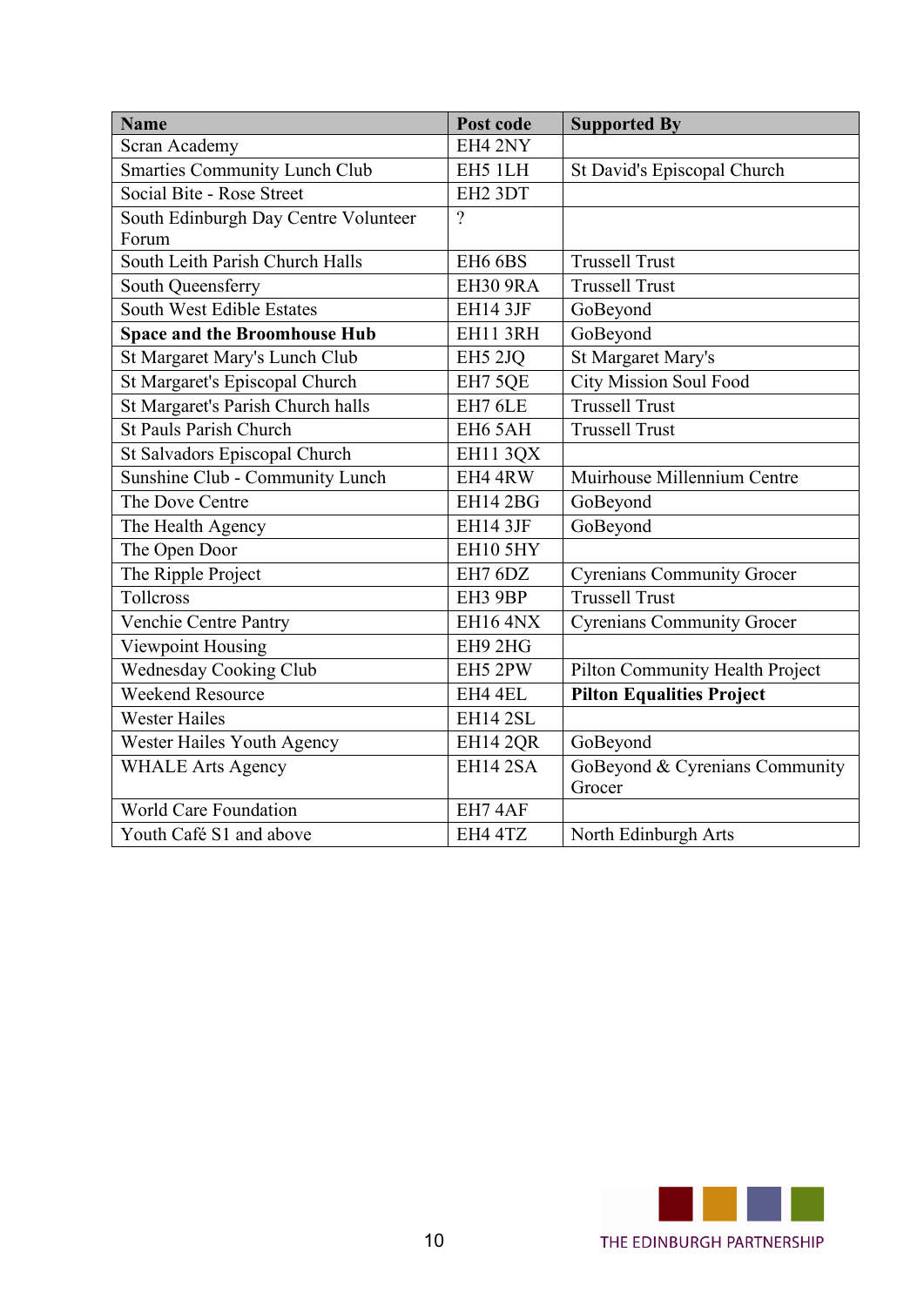| Name | Post code | Supported By |
|---|---|---|
| Scran Academy | EH4 2NY | |
| Smarties Community Lunch Club | EH5 1LH | St David's Episcopal Church |
| Social Bite - Rose Street | EH2 3DT | |
| South Edinburgh Day Centre Volunteer Forum | ? | |
| South Leith Parish Church Halls | EH6 6BS | Trussell Trust |
| South Queensferry | EH30 9RA | Trussell Trust |
| South West Edible Estates | EH14 3JF | GoBeyond |
| **Space and the Broomhouse Hub** | EH11 3RH | GoBeyond |
| St Margaret Mary's Lunch Club | EH5 2JQ | St Margaret Mary's |
| St Margaret's Episcopal Church | EH7 5QE | City Mission Soul Food |
| St Margaret's Parish Church halls | EH7 6LE | Trussell Trust |
| St Pauls Parish Church | EH6 5AH | Trussell Trust |
| St Salvadors Episcopal Church | EH11 3QX | |
| Sunshine Club - Community Lunch | EH4 4RW | Muirhouse Millennium Centre |
| The Dove Centre | EH14 2BG | GoBeyond |
| The Health Agency | EH14 3JF | GoBeyond |
| The Open Door | EH10 5HY | |
| The Ripple Project | EH7 6DZ | Cyrenians Community Grocer |
| Tollcross | EH3 9BP | Trussell Trust |
| Venchie Centre Pantry | EH16 4NX | Cyrenians Community Grocer |
| Viewpoint Housing | EH9 2HG | |
| Wednesday Cooking Club | EH5 2PW | Pilton Community Health Project |
| Weekend Resource | EH4 4EL | **Pilton Equalities Project** |
| Wester Hailes | EH14 2SL | |
| Wester Hailes Youth Agency | EH14 2QR | GoBeyond |
| WHALE Arts Agency | EH14 2SA | GoBeyond & Cyrenians Community Grocer |
| World Care Foundation | EH7 4AF | |
| Youth Café S1 and above | EH4 4TZ | North Edinburgh Arts |